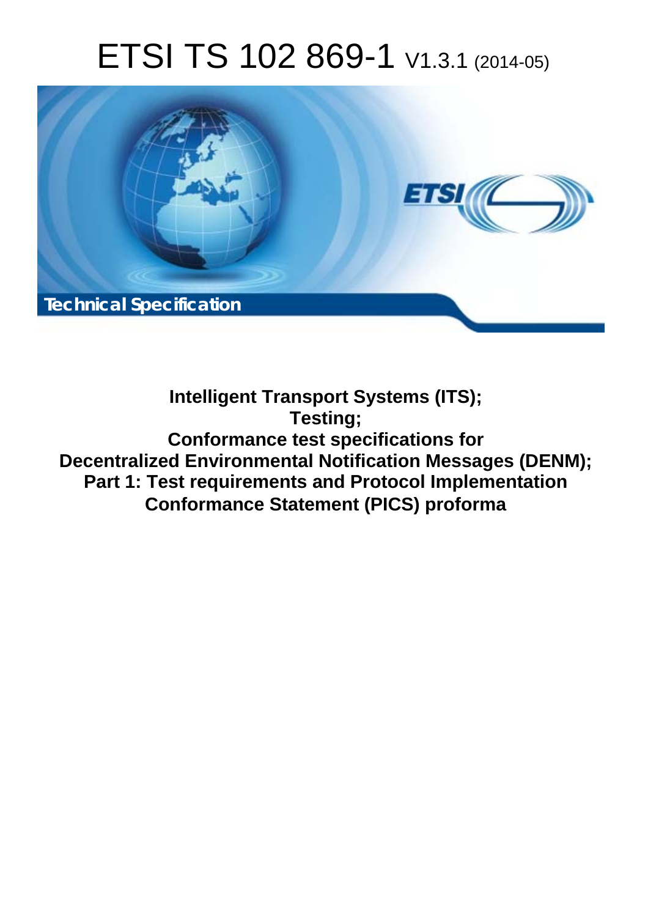# ETSI TS 102 869-1 V1.3.1 (2014-05)

Technical Specification

**Intelligent Transport Systems (ITS);
Testing;
Conformance test specifications for
Decentralized Environmental Notification Messages (DENM);
Part 1: Test requirements and Protocol Implementation
Conformance Statement (PICS) proforma**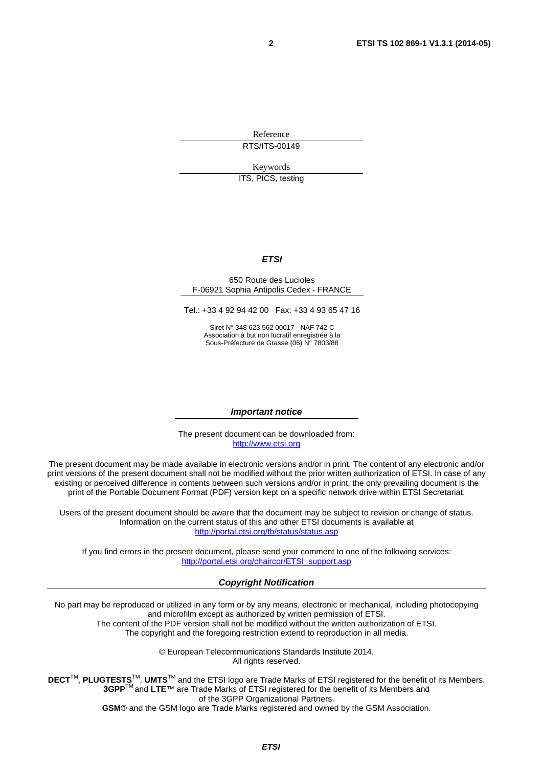Reference

RTS/ITS-00149

Keywords

ITS, PICS, testing

***ETSI***

650 Route des Lucioles
F-06921 Sophia Antipolis Cedex - FRANCE

Tel.: +33 4 92 94 42 00 Fax: +33 4 93 65 47 16

Siret N° 348 623 562 00017 - NAF 742 C
Association à but non lucratif enregistrée à la
Sous-Préfecture de Grasse (06) N° 7803/88

***Important notice***

The present document can be downloaded from:
http://www.etsi.org

The present document may be made available in electronic versions and/or in print. The content of any electronic and/or print versions of the present document shall not be modified without the prior written authorization of ETSI. In case of any existing or perceived difference in contents between such versions and/or in print, the only prevailing document is the print of the Portable Document Format (PDF) version kept on a specific network drive within ETSI Secretariat.

Users of the present document should be aware that the document may be subject to revision or change of status. Information on the current status of this and other ETSI documents is available at
http://portal.etsi.org/tb/status/status.asp

If you find errors in the present document, please send your comment to one of the following services:
http://portal.etsi.org/chaircor/ETSI_support.asp

***Copyright Notification***

No part may be reproduced or utilized in any form or by any means, electronic or mechanical, including photocopying and microfilm except as authorized by written permission of ETSI.
The content of the PDF version shall not be modified without the written authorization of ETSI.
The copyright and the foregoing restriction extend to reproduction in all media.

© European Telecommunications Standards Institute 2014.
All rights reserved.

**DECT**™, **PLUGTESTS**™, **UMTS**™ and the ETSI logo are Trade Marks of ETSI registered for the benefit of its Members.
**3GPP**™ and **LTE**™ are Trade Marks of ETSI registered for the benefit of its Members and of the 3GPP Organizational Partners.
**GSM**® and the GSM logo are Trade Marks registered and owned by the GSM Association.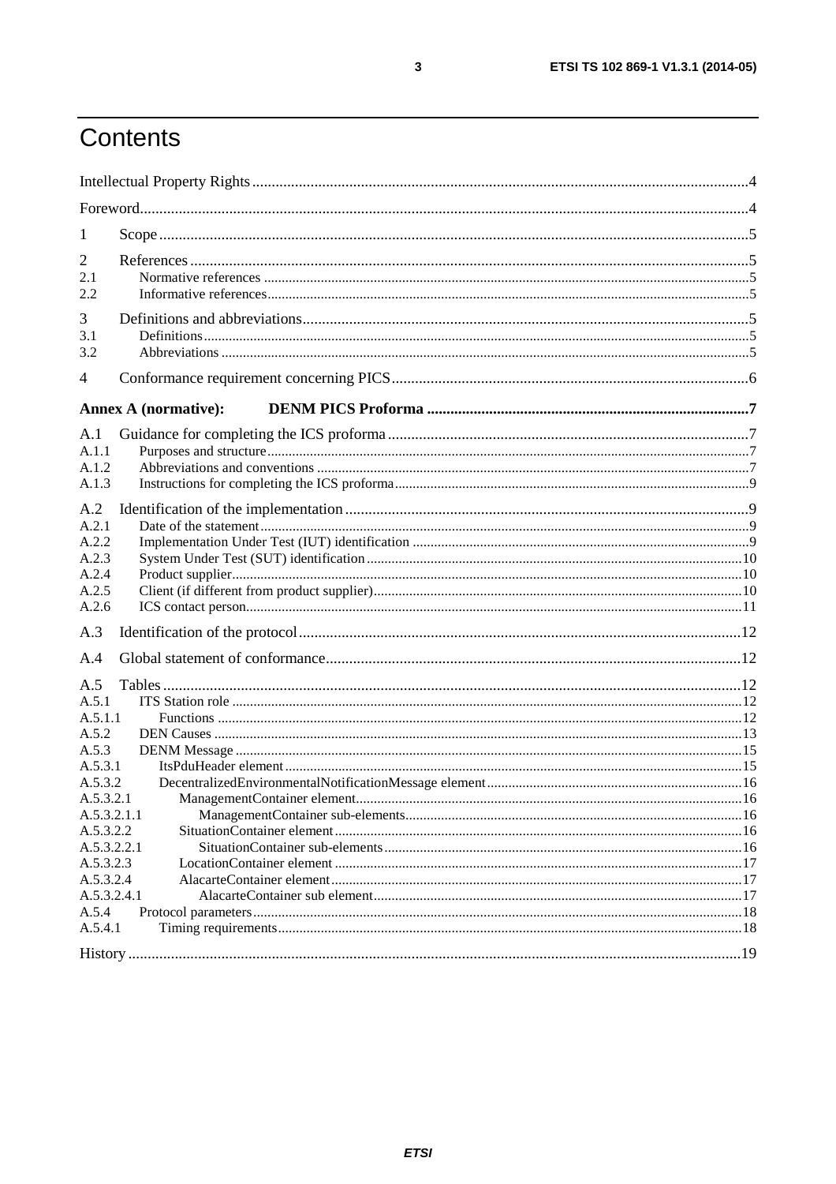# Contents

Intellectual Property Rights....4

Foreword....4

1 Scope....5

2 References....5
- 2.1 Normative references....5
- 2.2 Informative references....5

3 Definitions and abbreviations....5
- 3.1 Definitions....5
- 3.2 Abbreviations....5

4 Conformance requirement concerning PICS....6

**Annex A (normative): DENM PICS Proforma....7**

A.1 Guidance for completing the ICS proforma....7
- A.1.1 Purposes and structure....7
- A.1.2 Abbreviations and conventions....7
- A.1.3 Instructions for completing the ICS proforma....9

A.2 Identification of the implementation....9
- A.2.1 Date of the statement....9
- A.2.2 Implementation Under Test (IUT) identification....9
- A.2.3 System Under Test (SUT) identification....10
- A.2.4 Product supplier....10
- A.2.5 Client (if different from product supplier)....10
- A.2.6 ICS contact person....11

A.3 Identification of the protocol....12

A.4 Global statement of conformance....12

A.5 Tables....12
- A.5.1 ITS Station role....12
- A.5.1.1 Functions....12
- A.5.2 DEN Causes....13
- A.5.3 DENM Message....15
- A.5.3.1 ItsPduHeader element....15
- A.5.3.2 DecentralizedEnvironmentalNotificationMessage element....16
- A.5.3.2.1 ManagementContainer element....16
- A.5.3.2.1.1 ManagementContainer sub-elements....16
- A.5.3.2.2 SituationContainer element....16
- A.5.3.2.2.1 SituationContainer sub-elements....16
- A.5.3.2.3 LocationContainer element....17
- A.5.3.2.4 AlacarteContainer element....17
- A.5.3.2.4.1 AlacarteContainer sub element....17
- A.5.4 Protocol parameters....18
- A.5.4.1 Timing requirements....18

History....19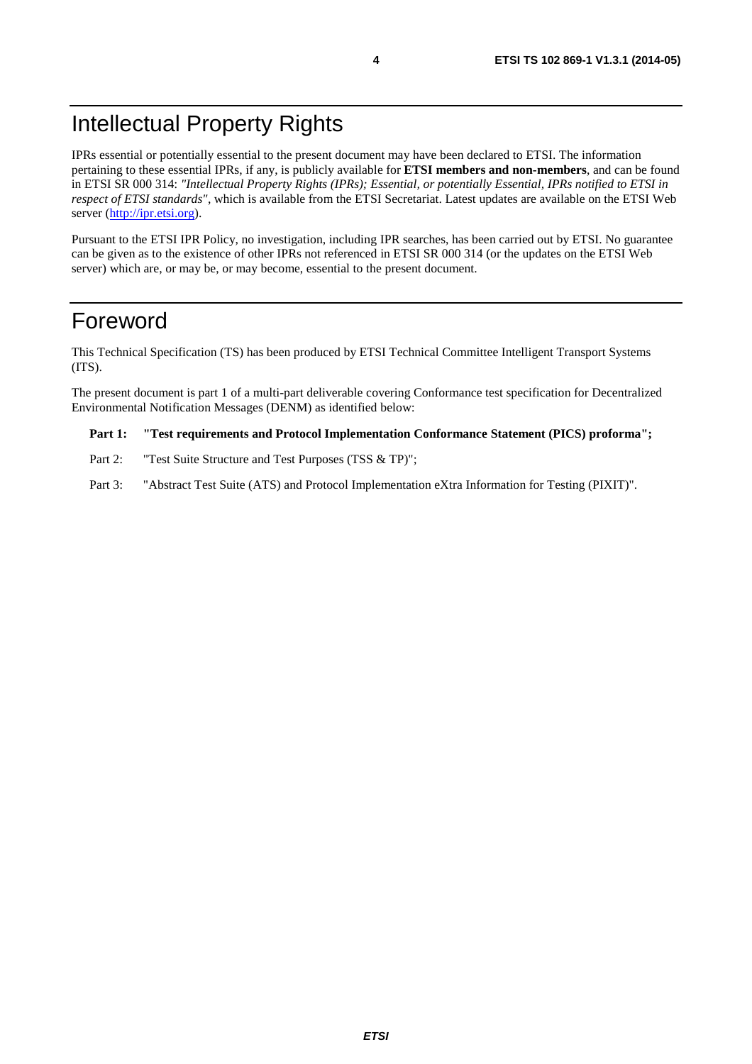# Intellectual Property Rights

IPRs essential or potentially essential to the present document may have been declared to ETSI. The information pertaining to these essential IPRs, if any, is publicly available for **ETSI members and non-members**, and can be found in ETSI SR 000 314: *"Intellectual Property Rights (IPRs); Essential, or potentially Essential, IPRs notified to ETSI in respect of ETSI standards"*, which is available from the ETSI Secretariat. Latest updates are available on the ETSI Web server (http://ipr.etsi.org).

Pursuant to the ETSI IPR Policy, no investigation, including IPR searches, has been carried out by ETSI. No guarantee can be given as to the existence of other IPRs not referenced in ETSI SR 000 314 (or the updates on the ETSI Web server) which are, or may be, or may become, essential to the present document.

# Foreword

This Technical Specification (TS) has been produced by ETSI Technical Committee Intelligent Transport Systems (ITS).

The present document is part 1 of a multi-part deliverable covering Conformance test specification for Decentralized Environmental Notification Messages (DENM) as identified below:

**Part 1: "Test requirements and Protocol Implementation Conformance Statement (PICS) proforma";**

Part 2: "Test Suite Structure and Test Purposes (TSS & TP)";

Part 3: "Abstract Test Suite (ATS) and Protocol Implementation eXtra Information for Testing (PIXIT)".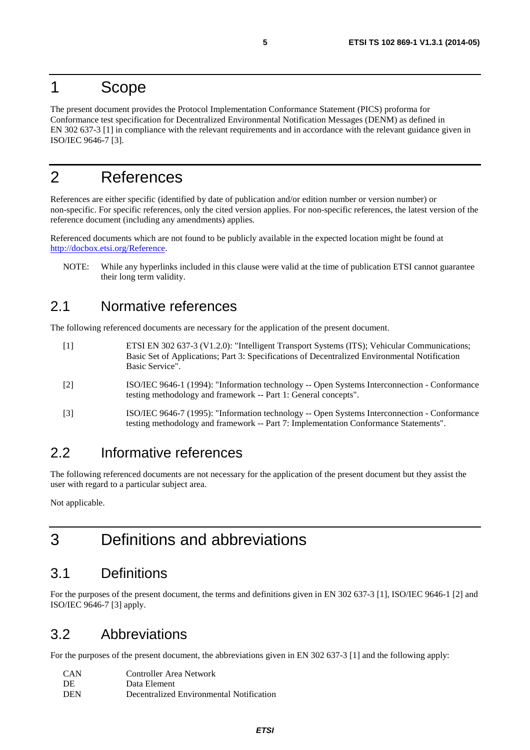# 1 Scope

The present document provides the Protocol Implementation Conformance Statement (PICS) proforma for Conformance test specification for Decentralized Environmental Notification Messages (DENM) as defined in EN 302 637-3 [1] in compliance with the relevant requirements and in accordance with the relevant guidance given in ISO/IEC 9646-7 [3].

# 2 References

References are either specific (identified by date of publication and/or edition number or version number) or non-specific. For specific references, only the cited version applies. For non-specific references, the latest version of the reference document (including any amendments) applies.

Referenced documents which are not found to be publicly available in the expected location might be found at http://docbox.etsi.org/Reference.

NOTE: While any hyperlinks included in this clause were valid at the time of publication ETSI cannot guarantee their long term validity.

## 2.1 Normative references

The following referenced documents are necessary for the application of the present document.

- [1] ETSI EN 302 637-3 (V1.2.0): "Intelligent Transport Systems (ITS); Vehicular Communications; Basic Set of Applications; Part 3: Specifications of Decentralized Environmental Notification Basic Service".
- [2] ISO/IEC 9646-1 (1994): "Information technology -- Open Systems Interconnection - Conformance testing methodology and framework -- Part 1: General concepts".
- [3] ISO/IEC 9646-7 (1995): "Information technology -- Open Systems Interconnection - Conformance testing methodology and framework -- Part 7: Implementation Conformance Statements".

## 2.2 Informative references

The following referenced documents are not necessary for the application of the present document but they assist the user with regard to a particular subject area.

Not applicable.

# 3 Definitions and abbreviations

## 3.1 Definitions

For the purposes of the present document, the terms and definitions given in EN 302 637-3 [1], ISO/IEC 9646-1 [2] and ISO/IEC 9646-7 [3] apply.

## 3.2 Abbreviations

For the purposes of the present document, the abbreviations given in EN 302 637-3 [1] and the following apply:

| | |
|---|---|
| CAN | Controller Area Network |
| DE | Data Element |
| DEN | Decentralized Environmental Notification |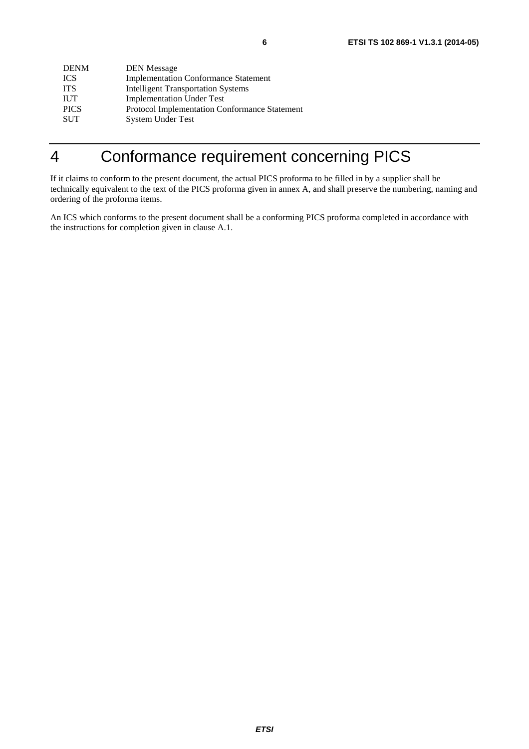| | |
|---|---|
| DENM | DEN Message |
| ICS | Implementation Conformance Statement |
| ITS | Intelligent Transportation Systems |
| IUT | Implementation Under Test |
| PICS | Protocol Implementation Conformance Statement |
| SUT | System Under Test |

# 4 Conformance requirement concerning PICS

If it claims to conform to the present document, the actual PICS proforma to be filled in by a supplier shall be technically equivalent to the text of the PICS proforma given in annex A, and shall preserve the numbering, naming and ordering of the proforma items.

An ICS which conforms to the present document shall be a conforming PICS proforma completed in accordance with the instructions for completion given in clause A.1.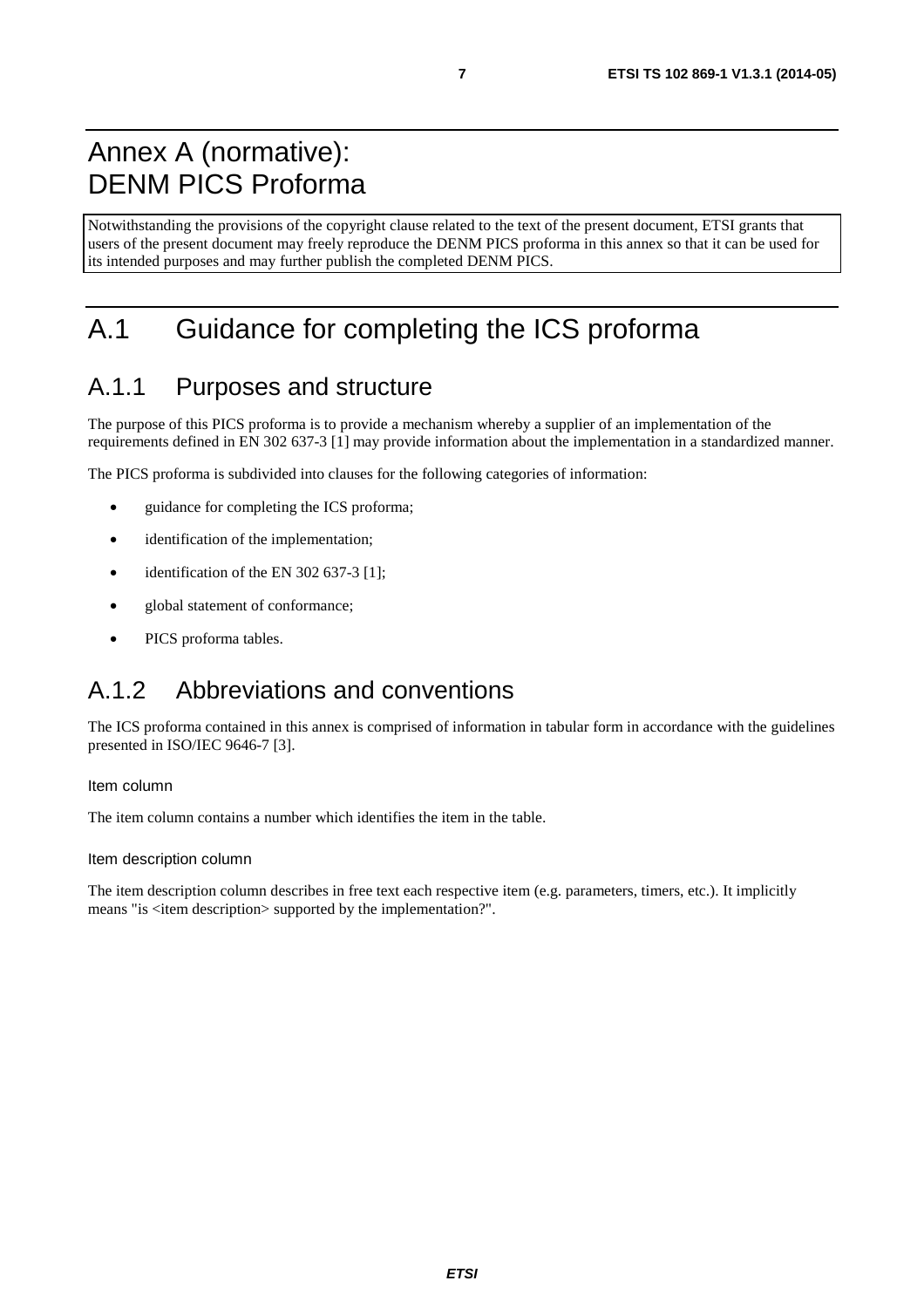# Annex A (normative): DENM PICS Proforma

Notwithstanding the provisions of the copyright clause related to the text of the present document, ETSI grants that users of the present document may freely reproduce the DENM PICS proforma in this annex so that it can be used for its intended purposes and may further publish the completed DENM PICS.

# A.1 Guidance for completing the ICS proforma

## A.1.1 Purposes and structure

The purpose of this PICS proforma is to provide a mechanism whereby a supplier of an implementation of the requirements defined in EN 302 637-3 [1] may provide information about the implementation in a standardized manner.

The PICS proforma is subdivided into clauses for the following categories of information:

- guidance for completing the ICS proforma;
- identification of the implementation;
- identification of the EN 302 637-3 [1];
- global statement of conformance;
- PICS proforma tables.

## A.1.2 Abbreviations and conventions

The ICS proforma contained in this annex is comprised of information in tabular form in accordance with the guidelines presented in ISO/IEC 9646-7 [3].

#### Item column

The item column contains a number which identifies the item in the table.

#### Item description column

The item description column describes in free text each respective item (e.g. parameters, timers, etc.). It implicitly means "is <item description> supported by the implementation?".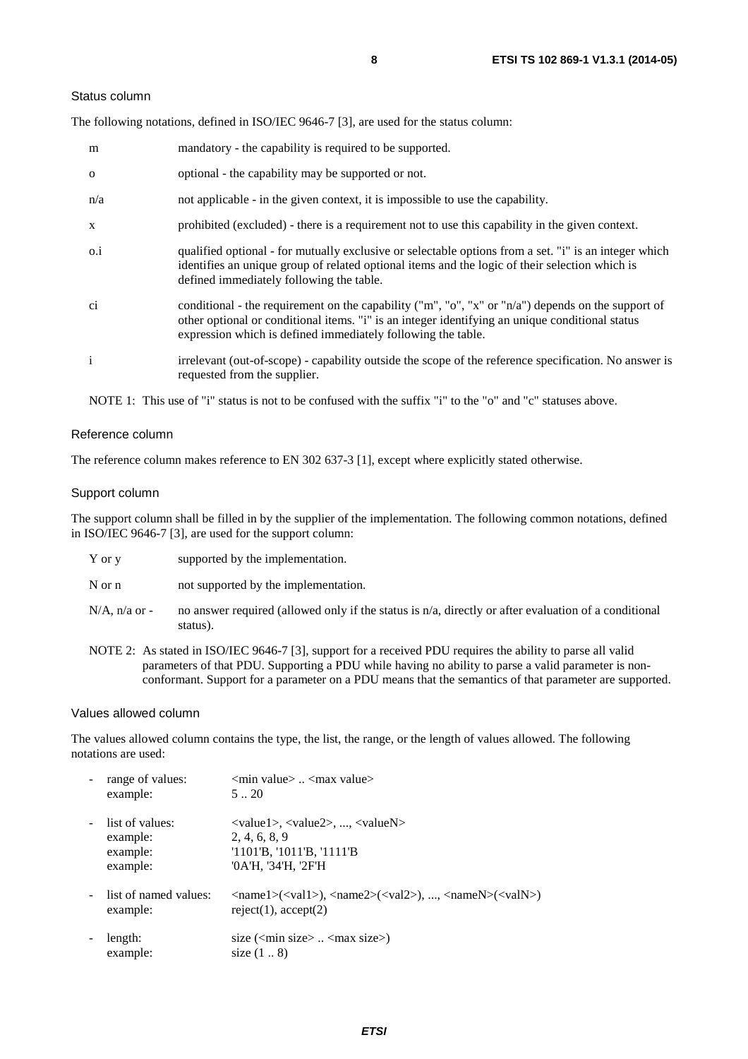### Status column

The following notations, defined in ISO/IEC 9646-7 [3], are used for the status column:

| | |
|---|---|
| m | mandatory - the capability is required to be supported. |
| o | optional - the capability may be supported or not. |
| n/a | not applicable - in the given context, it is impossible to use the capability. |
| x | prohibited (excluded) - there is a requirement not to use this capability in the given context. |
| o.i | qualified optional - for mutually exclusive or selectable options from a set. "i" is an integer which identifies an unique group of related optional items and the logic of their selection which is defined immediately following the table. |
| ci | conditional - the requirement on the capability ("m", "o", "x" or "n/a") depends on the support of other optional or conditional items. "i" is an integer identifying an unique conditional status expression which is defined immediately following the table. |
| i | irrelevant (out-of-scope) - capability outside the scope of the reference specification. No answer is requested from the supplier. |

NOTE 1: This use of "i" status is not to be confused with the suffix "i" to the "o" and "c" statuses above.

### Reference column

The reference column makes reference to EN 302 637-3 [1], except where explicitly stated otherwise.

### Support column

The support column shall be filled in by the supplier of the implementation. The following common notations, defined in ISO/IEC 9646-7 [3], are used for the support column:

| | |
|---|---|
| Y or y | supported by the implementation. |
| N or n | not supported by the implementation. |
| N/A, n/a or - | no answer required (allowed only if the status is n/a, directly or after evaluation of a conditional status). |

NOTE 2: As stated in ISO/IEC 9646-7 [3], support for a received PDU requires the ability to parse all valid parameters of that PDU. Supporting a PDU while having no ability to parse a valid parameter is non-conformant. Support for a parameter on a PDU means that the semantics of that parameter are supported.

### Values allowed column

The values allowed column contains the type, the list, the range, or the length of values allowed. The following notations are used:

- range of values: <min value> .. <max value>
  example: 5 .. 20
- list of values: <value1>, <value2>, ..., <valueN>
  example: 2, 4, 6, 8, 9
  example: '1101'B, '1011'B, '1111'B
  example: '0A'H, '34'H, '2F'H
- list of named values: <name1>(<val1>), <name2>(<val2>), ..., <nameN>(<valN>)
  example: reject(1), accept(2)
- length: size (<min size> .. <max size>)
  example: size (1 .. 8)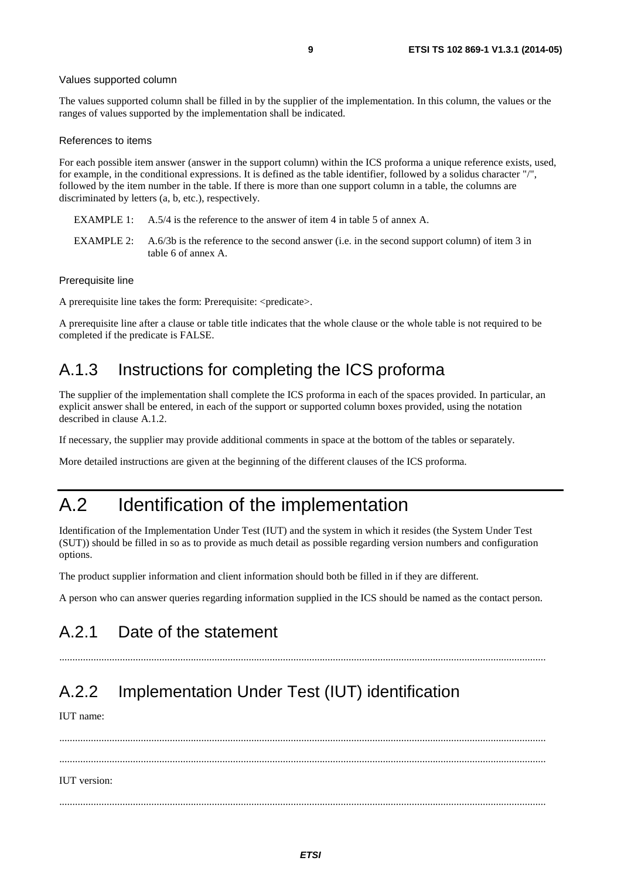Values supported column

The values supported column shall be filled in by the supplier of the implementation. In this column, the values or the ranges of values supported by the implementation shall be indicated.

References to items

For each possible item answer (answer in the support column) within the ICS proforma a unique reference exists, used, for example, in the conditional expressions. It is defined as the table identifier, followed by a solidus character "/", followed by the item number in the table. If there is more than one support column in a table, the columns are discriminated by letters (a, b, etc.), respectively.

EXAMPLE 1: A.5/4 is the reference to the answer of item 4 in table 5 of annex A.

EXAMPLE 2: A.6/3b is the reference to the second answer (i.e. in the second support column) of item 3 in table 6 of annex A.

Prerequisite line

A prerequisite line takes the form: Prerequisite: <predicate>.

A prerequisite line after a clause or table title indicates that the whole clause or the whole table is not required to be completed if the predicate is FALSE.

## A.1.3 Instructions for completing the ICS proforma

The supplier of the implementation shall complete the ICS proforma in each of the spaces provided. In particular, an explicit answer shall be entered, in each of the support or supported column boxes provided, using the notation described in clause A.1.2.

If necessary, the supplier may provide additional comments in space at the bottom of the tables or separately.

More detailed instructions are given at the beginning of the different clauses of the ICS proforma.

# A.2 Identification of the implementation

Identification of the Implementation Under Test (IUT) and the system in which it resides (the System Under Test (SUT)) should be filled in so as to provide as much detail as possible regarding version numbers and configuration options.

The product supplier information and client information should both be filled in if they are different.

A person who can answer queries regarding information supplied in the ICS should be named as the contact person.

## A.2.1 Date of the statement

.........................................................................................................................................................................

## A.2.2 Implementation Under Test (IUT) identification

IUT name:

.........................................................................................................................................................................

.........................................................................................................................................................................

IUT version:

.........................................................................................................................................................................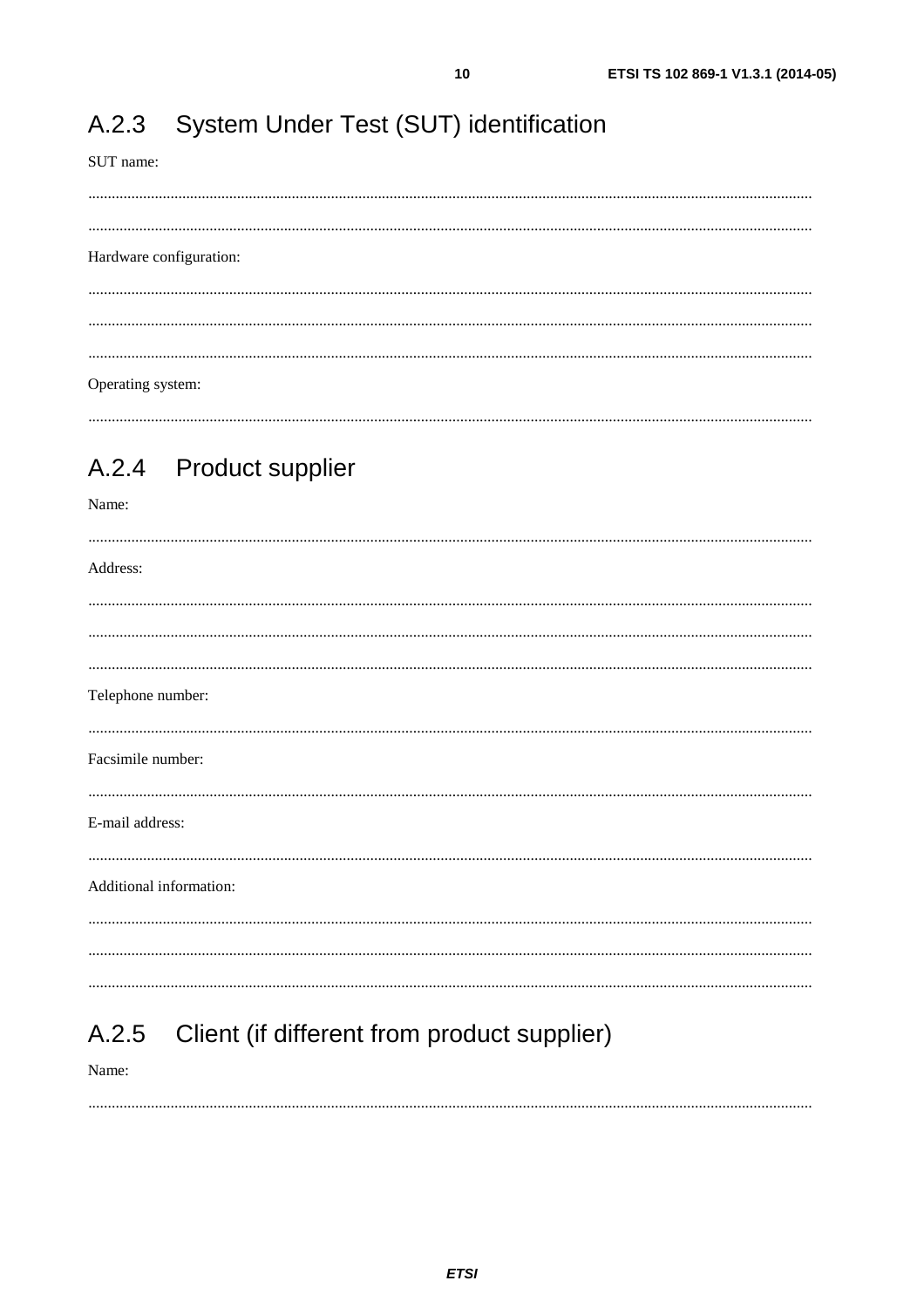## A.2.3 System Under Test (SUT) identification

SUT name:

.......................................................................................................................................................................................

.......................................................................................................................................................................................

Hardware configuration:

.......................................................................................................................................................................................

.......................................................................................................................................................................................

.......................................................................................................................................................................................

Operating system:

.......................................................................................................................................................................................

## A.2.4 Product supplier

Name:

.......................................................................................................................................................................................

Address:

.......................................................................................................................................................................................

.......................................................................................................................................................................................

.......................................................................................................................................................................................

Telephone number:

.......................................................................................................................................................................................

Facsimile number:

.......................................................................................................................................................................................

E-mail address:

.......................................................................................................................................................................................

Additional information:

.......................................................................................................................................................................................

.......................................................................................................................................................................................

.......................................................................................................................................................................................

## A.2.5 Client (if different from product supplier)

Name:

.......................................................................................................................................................................................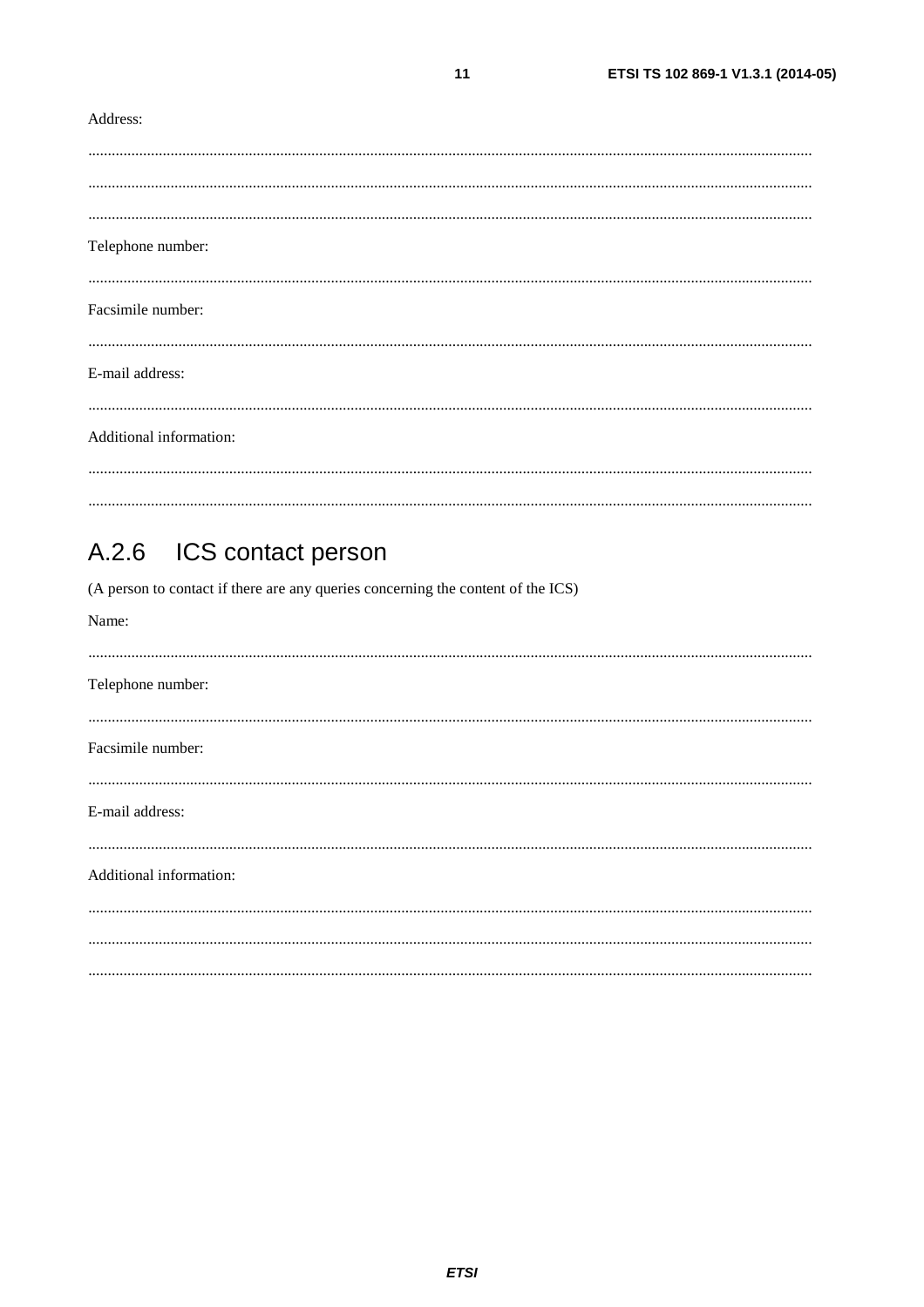Address:

.......................................................................................................................................................................

.......................................................................................................................................................................

.......................................................................................................................................................................

Telephone number:

.......................................................................................................................................................................

Facsimile number:

.......................................................................................................................................................................

E-mail address:

.......................................................................................................................................................................

Additional information:

.......................................................................................................................................................................

.......................................................................................................................................................................

## A.2.6 ICS contact person

(A person to contact if there are any queries concerning the content of the ICS)

Name:

.......................................................................................................................................................................

Telephone number:

.......................................................................................................................................................................

Facsimile number:

.......................................................................................................................................................................

E-mail address:

.......................................................................................................................................................................

Additional information:

.......................................................................................................................................................................

.......................................................................................................................................................................

.......................................................................................................................................................................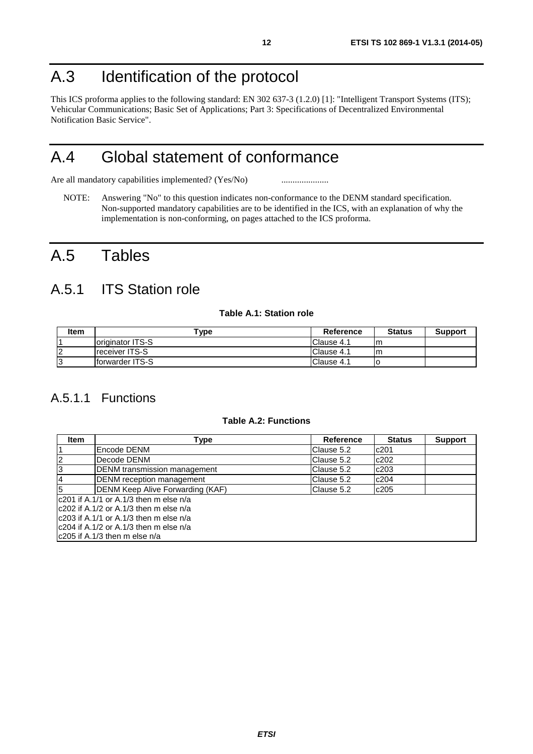# A.3 Identification of the protocol

This ICS proforma applies to the following standard: EN 302 637-3 (1.2.0) [1]: "Intelligent Transport Systems (ITS); Vehicular Communications; Basic Set of Applications; Part 3: Specifications of Decentralized Environmental Notification Basic Service".

# A.4 Global statement of conformance

Are all mandatory capabilities implemented? (Yes/No) .....................

NOTE: Answering "No" to this question indicates non-conformance to the DENM standard specification. Non-supported mandatory capabilities are to be identified in the ICS, with an explanation of why the implementation is non-conforming, on pages attached to the ICS proforma.

# A.5 Tables

## A.5.1 ITS Station role

**Table A.1: Station role**

| Item | Type | Reference | Status | Support |
|---|---|---|---|---|
| 1 | originator ITS-S | Clause 4.1 | m | |
| 2 | receiver ITS-S | Clause 4.1 | m | |
| 3 | forwarder ITS-S | Clause 4.1 | o | |

### A.5.1.1 Functions

**Table A.2: Functions**

| Item | Type | Reference | Status | Support |
|---|---|---|---|---|
| 1 | Encode DENM | Clause 5.2 | c201 | |
| 2 | Decode DENM | Clause 5.2 | c202 | |
| 3 | DENM transmission management | Clause 5.2 | c203 | |
| 4 | DENM reception management | Clause 5.2 | c204 | |
| 5 | DENM Keep Alive Forwarding (KAF) | Clause 5.2 | c205 | |
| c201 if A.1/1 or A.1/3 then m else n/a<br>c202 if A.1/2 or A.1/3 then m else n/a<br>c203 if A.1/1 or A.1/3 then m else n/a<br>c204 if A.1/2 or A.1/3 then m else n/a<br>c205 if A.1/3 then m else n/a | | | | |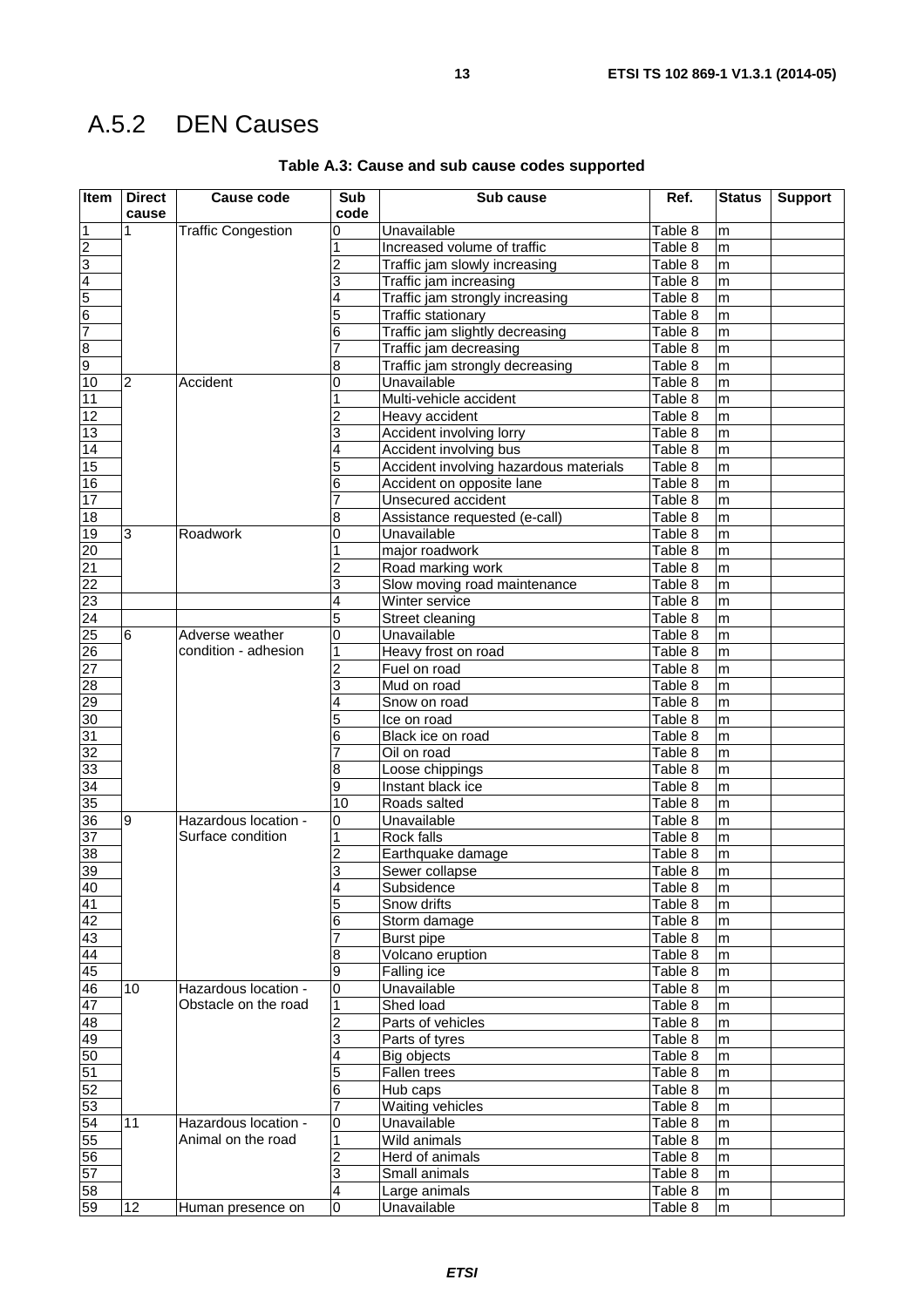# A.5.2 DEN Causes

**Table A.3: Cause and sub cause codes supported**

| Item | Direct cause | Cause code | Sub code | Sub cause | Ref. | Status | Support |
|---|---|---|---|---|---|---|---|
| 1 | 1 | Traffic Congestion | 0 | Unavailable | Table 8 | m | |
| 2 | | | 1 | Increased volume of traffic | Table 8 | m | |
| 3 | | | 2 | Traffic jam slowly increasing | Table 8 | m | |
| 4 | | | 3 | Traffic jam increasing | Table 8 | m | |
| 5 | | | 4 | Traffic jam strongly increasing | Table 8 | m | |
| 6 | | | 5 | Traffic stationary | Table 8 | m | |
| 7 | | | 6 | Traffic jam slightly decreasing | Table 8 | m | |
| 8 | | | 7 | Traffic jam decreasing | Table 8 | m | |
| 9 | | | 8 | Traffic jam strongly decreasing | Table 8 | m | |
| 10 | 2 | Accident | 0 | Unavailable | Table 8 | m | |
| 11 | | | 1 | Multi-vehicle accident | Table 8 | m | |
| 12 | | | 2 | Heavy accident | Table 8 | m | |
| 13 | | | 3 | Accident involving lorry | Table 8 | m | |
| 14 | | | 4 | Accident involving bus | Table 8 | m | |
| 15 | | | 5 | Accident involving hazardous materials | Table 8 | m | |
| 16 | | | 6 | Accident on opposite lane | Table 8 | m | |
| 17 | | | 7 | Unsecured accident | Table 8 | m | |
| 18 | | | 8 | Assistance requested (e-call) | Table 8 | m | |
| 19 | 3 | Roadwork | 0 | Unavailable | Table 8 | m | |
| 20 | | | 1 | major roadwork | Table 8 | m | |
| 21 | | | 2 | Road marking work | Table 8 | m | |
| 22 | | | 3 | Slow moving road maintenance | Table 8 | m | |
| 23 | | | 4 | Winter service | Table 8 | m | |
| 24 | | | 5 | Street cleaning | Table 8 | m | |
| 25 | 6 | Adverse weather condition - adhesion | 0 | Unavailable | Table 8 | m | |
| 26 | | | 1 | Heavy frost on road | Table 8 | m | |
| 27 | | | 2 | Fuel on road | Table 8 | m | |
| 28 | | | 3 | Mud on road | Table 8 | m | |
| 29 | | | 4 | Snow on road | Table 8 | m | |
| 30 | | | 5 | Ice on road | Table 8 | m | |
| 31 | | | 6 | Black ice on road | Table 8 | m | |
| 32 | | | 7 | Oil on road | Table 8 | m | |
| 33 | | | 8 | Loose chippings | Table 8 | m | |
| 34 | | | 9 | Instant black ice | Table 8 | m | |
| 35 | | | 10 | Roads salted | Table 8 | m | |
| 36 | 9 | Hazardous location - Surface condition | 0 | Unavailable | Table 8 | m | |
| 37 | | | 1 | Rock falls | Table 8 | m | |
| 38 | | | 2 | Earthquake damage | Table 8 | m | |
| 39 | | | 3 | Sewer collapse | Table 8 | m | |
| 40 | | | 4 | Subsidence | Table 8 | m | |
| 41 | | | 5 | Snow drifts | Table 8 | m | |
| 42 | | | 6 | Storm damage | Table 8 | m | |
| 43 | | | 7 | Burst pipe | Table 8 | m | |
| 44 | | | 8 | Volcano eruption | Table 8 | m | |
| 45 | | | 9 | Falling ice | Table 8 | m | |
| 46 | 10 | Hazardous location - Obstacle on the road | 0 | Unavailable | Table 8 | m | |
| 47 | | | 1 | Shed load | Table 8 | m | |
| 48 | | | 2 | Parts of vehicles | Table 8 | m | |
| 49 | | | 3 | Parts of tyres | Table 8 | m | |
| 50 | | | 4 | Big objects | Table 8 | m | |
| 51 | | | 5 | Fallen trees | Table 8 | m | |
| 52 | | | 6 | Hub caps | Table 8 | m | |
| 53 | | | 7 | Waiting vehicles | Table 8 | m | |
| 54 | 11 | Hazardous location - Animal on the road | 0 | Unavailable | Table 8 | m | |
| 55 | | | 1 | Wild animals | Table 8 | m | |
| 56 | | | 2 | Herd of animals | Table 8 | m | |
| 57 | | | 3 | Small animals | Table 8 | m | |
| 58 | | | 4 | Large animals | Table 8 | m | |
| 59 | 12 | Human presence on | 0 | Unavailable | Table 8 | m | |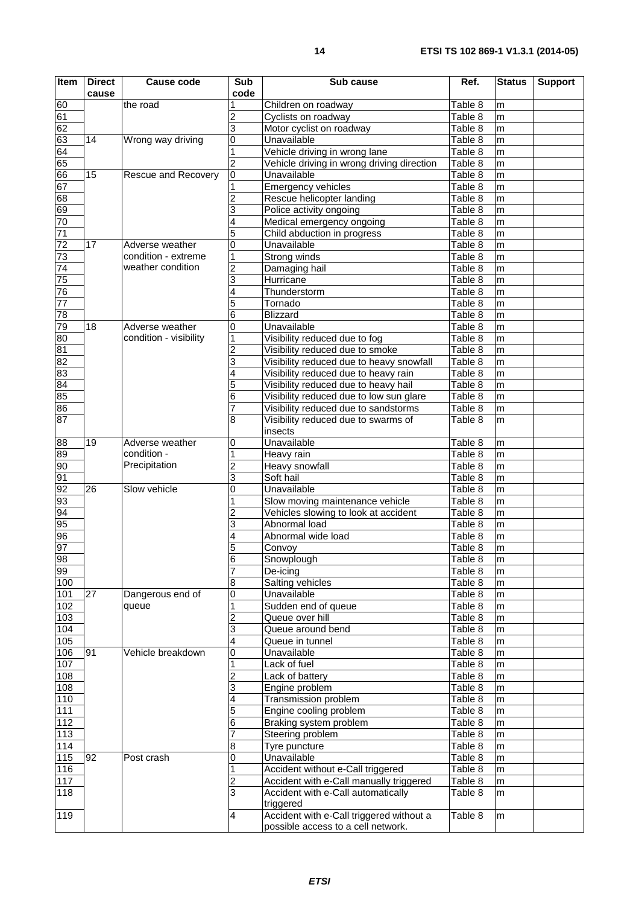| Item | Direct cause | Cause code | Sub code | Sub cause | Ref. | Status | Support |
|---|---|---|---|---|---|---|---|
| 60 | | the road | 1 | Children on roadway | Table 8 | m | |
| 61 | | | 2 | Cyclists on roadway | Table 8 | m | |
| 62 | | | 3 | Motor cyclist on roadway | Table 8 | m | |
| 63 | 14 | Wrong way driving | 0 | Unavailable | Table 8 | m | |
| 64 | | | 1 | Vehicle driving in wrong lane | Table 8 | m | |
| 65 | | | 2 | Vehicle driving in wrong driving direction | Table 8 | m | |
| 66 | 15 | Rescue and Recovery | 0 | Unavailable | Table 8 | m | |
| 67 | | | 1 | Emergency vehicles | Table 8 | m | |
| 68 | | | 2 | Rescue helicopter landing | Table 8 | m | |
| 69 | | | 3 | Police activity ongoing | Table 8 | m | |
| 70 | | | 4 | Medical emergency ongoing | Table 8 | m | |
| 71 | | | 5 | Child abduction in progress | Table 8 | m | |
| 72 | 17 | Adverse weather condition - extreme weather condition | 0 | Unavailable | Table 8 | m | |
| 73 | | | 1 | Strong winds | Table 8 | m | |
| 74 | | | 2 | Damaging hail | Table 8 | m | |
| 75 | | | 3 | Hurricane | Table 8 | m | |
| 76 | | | 4 | Thunderstorm | Table 8 | m | |
| 77 | | | 5 | Tornado | Table 8 | m | |
| 78 | | | 6 | Blizzard | Table 8 | m | |
| 79 | 18 | Adverse weather condition - visibility | 0 | Unavailable | Table 8 | m | |
| 80 | | | 1 | Visibility reduced due to fog | Table 8 | m | |
| 81 | | | 2 | Visibility reduced due to smoke | Table 8 | m | |
| 82 | | | 3 | Visibility reduced due to heavy snowfall | Table 8 | m | |
| 83 | | | 4 | Visibility reduced due to heavy rain | Table 8 | m | |
| 84 | | | 5 | Visibility reduced due to heavy hail | Table 8 | m | |
| 85 | | | 6 | Visibility reduced due to low sun glare | Table 8 | m | |
| 86 | | | 7 | Visibility reduced due to sandstorms | Table 8 | m | |
| 87 | | | 8 | Visibility reduced due to swarms of insects | Table 8 | m | |
| 88 | 19 | Adverse weather condition - Precipitation | 0 | Unavailable | Table 8 | m | |
| 89 | | | 1 | Heavy rain | Table 8 | m | |
| 90 | | | 2 | Heavy snowfall | Table 8 | m | |
| 91 | | | 3 | Soft hail | Table 8 | m | |
| 92 | 26 | Slow vehicle | 0 | Unavailable | Table 8 | m | |
| 93 | | | 1 | Slow moving maintenance vehicle | Table 8 | m | |
| 94 | | | 2 | Vehicles slowing to look at accident | Table 8 | m | |
| 95 | | | 3 | Abnormal load | Table 8 | m | |
| 96 | | | 4 | Abnormal wide load | Table 8 | m | |
| 97 | | | 5 | Convoy | Table 8 | m | |
| 98 | | | 6 | Snowplough | Table 8 | m | |
| 99 | | | 7 | De-icing | Table 8 | m | |
| 100 | | | 8 | Salting vehicles | Table 8 | m | |
| 101 | 27 | Dangerous end of queue | 0 | Unavailable | Table 8 | m | |
| 102 | | | 1 | Sudden end of queue | Table 8 | m | |
| 103 | | | 2 | Queue over hill | Table 8 | m | |
| 104 | | | 3 | Queue around bend | Table 8 | m | |
| 105 | | | 4 | Queue in tunnel | Table 8 | m | |
| 106 | 91 | Vehicle breakdown | 0 | Unavailable | Table 8 | m | |
| 107 | | | 1 | Lack of fuel | Table 8 | m | |
| 108 | | | 2 | Lack of battery | Table 8 | m | |
| 108 | | | 3 | Engine problem | Table 8 | m | |
| 110 | | | 4 | Transmission problem | Table 8 | m | |
| 111 | | | 5 | Engine cooling problem | Table 8 | m | |
| 112 | | | 6 | Braking system problem | Table 8 | m | |
| 113 | | | 7 | Steering problem | Table 8 | m | |
| 114 | | | 8 | Tyre puncture | Table 8 | m | |
| 115 | 92 | Post crash | 0 | Unavailable | Table 8 | m | |
| 116 | | | 1 | Accident without e-Call triggered | Table 8 | m | |
| 117 | | | 2 | Accident with e-Call manually triggered | Table 8 | m | |
| 118 | | | 3 | Accident with e-Call automatically triggered | Table 8 | m | |
| 119 | | | 4 | Accident with e-Call triggered without a possible access to a cell network. | Table 8 | m | |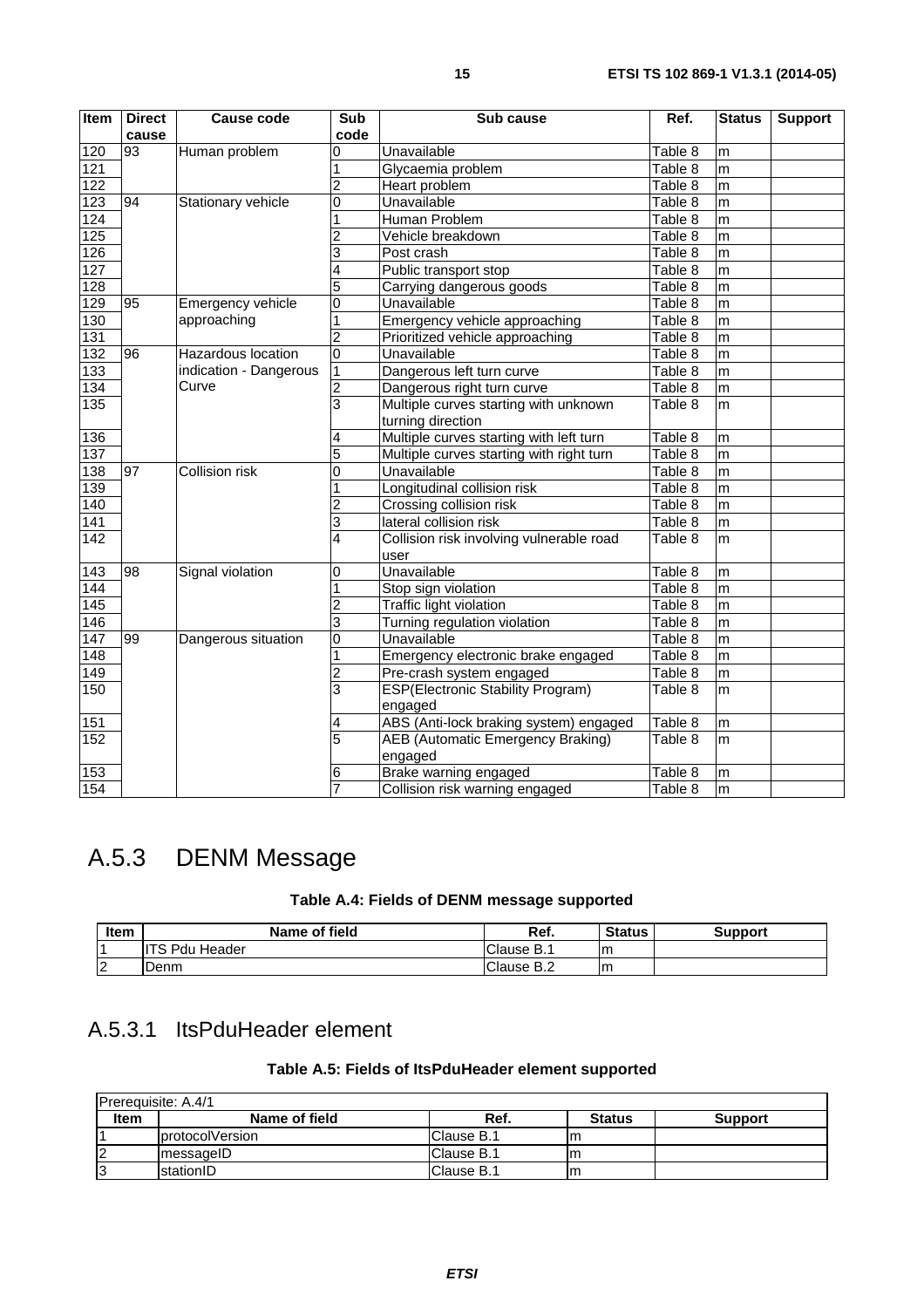| Item | Direct cause | Cause code | Sub code | Sub cause | Ref. | Status | Support |
|---|---|---|---|---|---|---|---|
| 120 | 93 | Human problem | 0 | Unavailable | Table 8 | m | |
| 121 | | | 1 | Glycaemia problem | Table 8 | m | |
| 122 | | | 2 | Heart problem | Table 8 | m | |
| 123 | 94 | Stationary vehicle | 0 | Unavailable | Table 8 | m | |
| 124 | | | 1 | Human Problem | Table 8 | m | |
| 125 | | | 2 | Vehicle breakdown | Table 8 | m | |
| 126 | | | 3 | Post crash | Table 8 | m | |
| 127 | | | 4 | Public transport stop | Table 8 | m | |
| 128 | | | 5 | Carrying dangerous goods | Table 8 | m | |
| 129 | 95 | Emergency vehicle approaching | 0 | Unavailable | Table 8 | m | |
| 130 | | | 1 | Emergency vehicle approaching | Table 8 | m | |
| 131 | | | 2 | Prioritized vehicle approaching | Table 8 | m | |
| 132 | 96 | Hazardous location indication - Dangerous Curve | 0 | Unavailable | Table 8 | m | |
| 133 | | | 1 | Dangerous left turn curve | Table 8 | m | |
| 134 | | | 2 | Dangerous right turn curve | Table 8 | m | |
| 135 | | | 3 | Multiple curves starting with unknown turning direction | Table 8 | m | |
| 136 | | | 4 | Multiple curves starting with left turn | Table 8 | m | |
| 137 | | | 5 | Multiple curves starting with right turn | Table 8 | m | |
| 138 | 97 | Collision risk | 0 | Unavailable | Table 8 | m | |
| 139 | | | 1 | Longitudinal collision risk | Table 8 | m | |
| 140 | | | 2 | Crossing collision risk | Table 8 | m | |
| 141 | | | 3 | lateral collision risk | Table 8 | m | |
| 142 | | | 4 | Collision risk involving vulnerable road user | Table 8 | m | |
| 143 | 98 | Signal violation | 0 | Unavailable | Table 8 | m | |
| 144 | | | 1 | Stop sign violation | Table 8 | m | |
| 145 | | | 2 | Traffic light violation | Table 8 | m | |
| 146 | | | 3 | Turning regulation violation | Table 8 | m | |
| 147 | 99 | Dangerous situation | 0 | Unavailable | Table 8 | m | |
| 148 | | | 1 | Emergency electronic brake engaged | Table 8 | m | |
| 149 | | | 2 | Pre-crash system engaged | Table 8 | m | |
| 150 | | | 3 | ESP(Electronic Stability Program) engaged | Table 8 | m | |
| 151 | | | 4 | ABS (Anti-lock braking system) engaged | Table 8 | m | |
| 152 | | | 5 | AEB (Automatic Emergency Braking) engaged | Table 8 | m | |
| 153 | | | 6 | Brake warning engaged | Table 8 | m | |
| 154 | | | 7 | Collision risk warning engaged | Table 8 | m | |

# A.5.3 DENM Message

**Table A.4: Fields of DENM message supported**

| Item | Name of field | Ref. | Status | Support |
|---|---|---|---|---|
| 1 | ITS Pdu Header | Clause B.1 | m | |
| 2 | Denm | Clause B.2 | m | |

## A.5.3.1 ItsPduHeader element

**Table A.5: Fields of ItsPduHeader element supported**

| Prerequisite: A.4/1 | | | | |
|---|---|---|---|---|
| **Item** | **Name of field** | **Ref.** | **Status** | **Support** |
| 1 | protocolVersion | Clause B.1 | m | |
| 2 | messageID | Clause B.1 | m | |
| 3 | stationID | Clause B.1 | m | |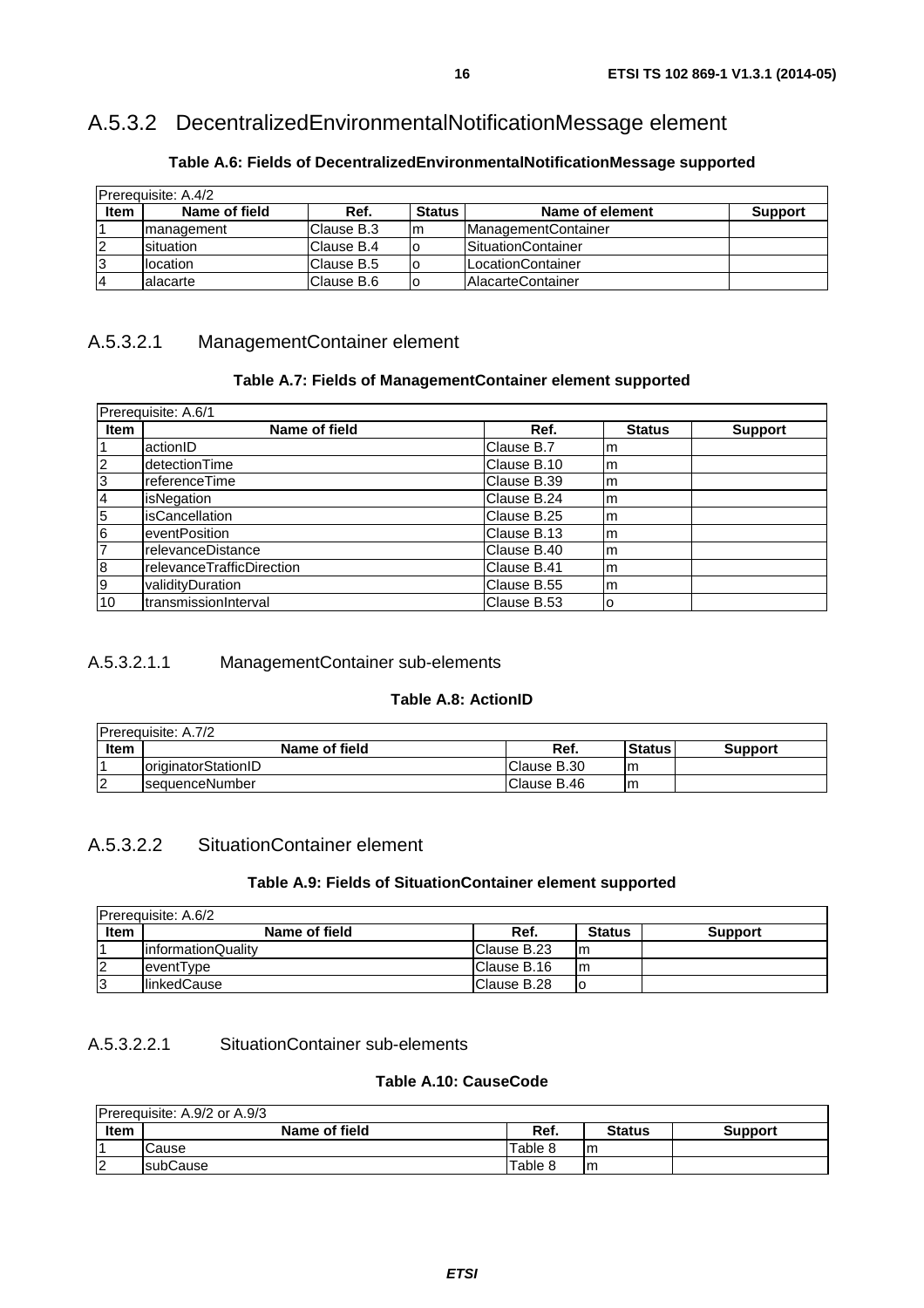## A.5.3.2 DecentralizedEnvironmentalNotificationMessage element

**Table A.6: Fields of DecentralizedEnvironmentalNotificationMessage supported**

| Prerequisite: A.4/2 | | | | | |
|---|---|---|---|---|---|
| **Item** | **Name of field** | **Ref.** | **Status** | **Name of element** | **Support** |
| 1 | management | Clause B.3 | m | ManagementContainer | |
| 2 | situation | Clause B.4 | o | SituationContainer | |
| 3 | location | Clause B.5 | o | LocationContainer | |
| 4 | alacarte | Clause B.6 | o | AlacarteContainer | |

### A.5.3.2.1 ManagementContainer element

**Table A.7: Fields of ManagementContainer element supported**

| Prerequisite: A.6/1 | | | | |
|---|---|---|---|---|
| **Item** | **Name of field** | **Ref.** | **Status** | **Support** |
| 1 | actionID | Clause B.7 | m | |
| 2 | detectionTime | Clause B.10 | m | |
| 3 | referenceTime | Clause B.39 | m | |
| 4 | isNegation | Clause B.24 | m | |
| 5 | isCancellation | Clause B.25 | m | |
| 6 | eventPosition | Clause B.13 | m | |
| 7 | relevanceDistance | Clause B.40 | m | |
| 8 | relevanceTrafficDirection | Clause B.41 | m | |
| 9 | validityDuration | Clause B.55 | m | |
| 10 | transmissionInterval | Clause B.53 | o | |

#### A.5.3.2.1.1 ManagementContainer sub-elements

**Table A.8: ActionID**

| Prerequisite: A.7/2 | | | | |
|---|---|---|---|---|
| **Item** | **Name of field** | **Ref.** | **Status** | **Support** |
| 1 | originatorStationID | Clause B.30 | m | |
| 2 | sequenceNumber | Clause B.46 | m | |

### A.5.3.2.2 SituationContainer element

**Table A.9: Fields of SituationContainer element supported**

| Prerequisite: A.6/2 | | | | |
|---|---|---|---|---|
| **Item** | **Name of field** | **Ref.** | **Status** | **Support** |
| 1 | informationQuality | Clause B.23 | m | |
| 2 | eventType | Clause B.16 | m | |
| 3 | linkedCause | Clause B.28 | o | |

#### A.5.3.2.2.1 SituationContainer sub-elements

**Table A.10: CauseCode**

| Prerequisite: A.9/2 or A.9/3 | | | | |
|---|---|---|---|---|
| **Item** | **Name of field** | **Ref.** | **Status** | **Support** |
| 1 | Cause | Table 8 | m | |
| 2 | subCause | Table 8 | m | |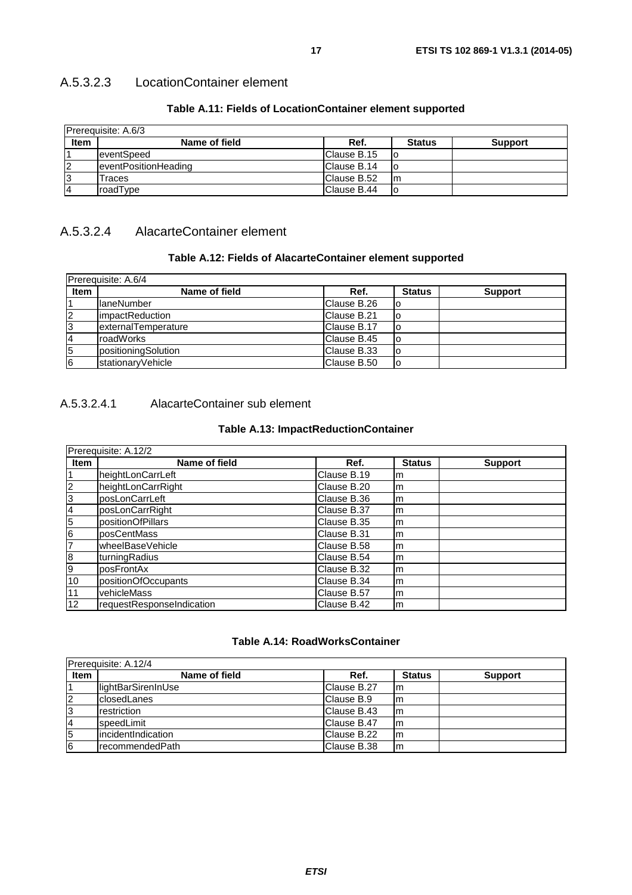### A.5.3.2.3 LocationContainer element

**Table A.11: Fields of LocationContainer element supported**

| Prerequisite: A.6/3 | | | | |
|---|---|---|---|---|
| **Item** | **Name of field** | **Ref.** | **Status** | **Support** |
| 1 | eventSpeed | Clause B.15 | o | |
| 2 | eventPositionHeading | Clause B.14 | o | |
| 3 | Traces | Clause B.52 | m | |
| 4 | roadType | Clause B.44 | o | |

### A.5.3.2.4 AlacarteContainer element

**Table A.12: Fields of AlacarteContainer element supported**

| Prerequisite: A.6/4 | | | | |
|---|---|---|---|---|
| **Item** | **Name of field** | **Ref.** | **Status** | **Support** |
| 1 | laneNumber | Clause B.26 | o | |
| 2 | impactReduction | Clause B.21 | o | |
| 3 | externalTemperature | Clause B.17 | o | |
| 4 | roadWorks | Clause B.45 | o | |
| 5 | positioningSolution | Clause B.33 | o | |
| 6 | stationaryVehicle | Clause B.50 | o | |

#### A.5.3.2.4.1 AlacarteContainer sub element

**Table A.13: ImpactReductionContainer**

| Prerequisite: A.12/2 | | | | |
|---|---|---|---|---|
| **Item** | **Name of field** | **Ref.** | **Status** | **Support** |
| 1 | heightLonCarrLeft | Clause B.19 | m | |
| 2 | heightLonCarrRight | Clause B.20 | m | |
| 3 | posLonCarrLeft | Clause B.36 | m | |
| 4 | posLonCarrRight | Clause B.37 | m | |
| 5 | positionOfPillars | Clause B.35 | m | |
| 6 | posCentMass | Clause B.31 | m | |
| 7 | wheelBaseVehicle | Clause B.58 | m | |
| 8 | turningRadius | Clause B.54 | m | |
| 9 | posFrontAx | Clause B.32 | m | |
| 10 | positionOfOccupants | Clause B.34 | m | |
| 11 | vehicleMass | Clause B.57 | m | |
| 12 | requestResponseIndication | Clause B.42 | m | |

**Table A.14: RoadWorksContainer**

| Prerequisite: A.12/4 | | | | |
|---|---|---|---|---|
| **Item** | **Name of field** | **Ref.** | **Status** | **Support** |
| 1 | lightBarSirenInUse | Clause B.27 | m | |
| 2 | closedLanes | Clause B.9 | m | |
| 3 | restriction | Clause B.43 | m | |
| 4 | speedLimit | Clause B.47 | m | |
| 5 | incidentIndication | Clause B.22 | m | |
| 6 | recommendedPath | Clause B.38 | m | |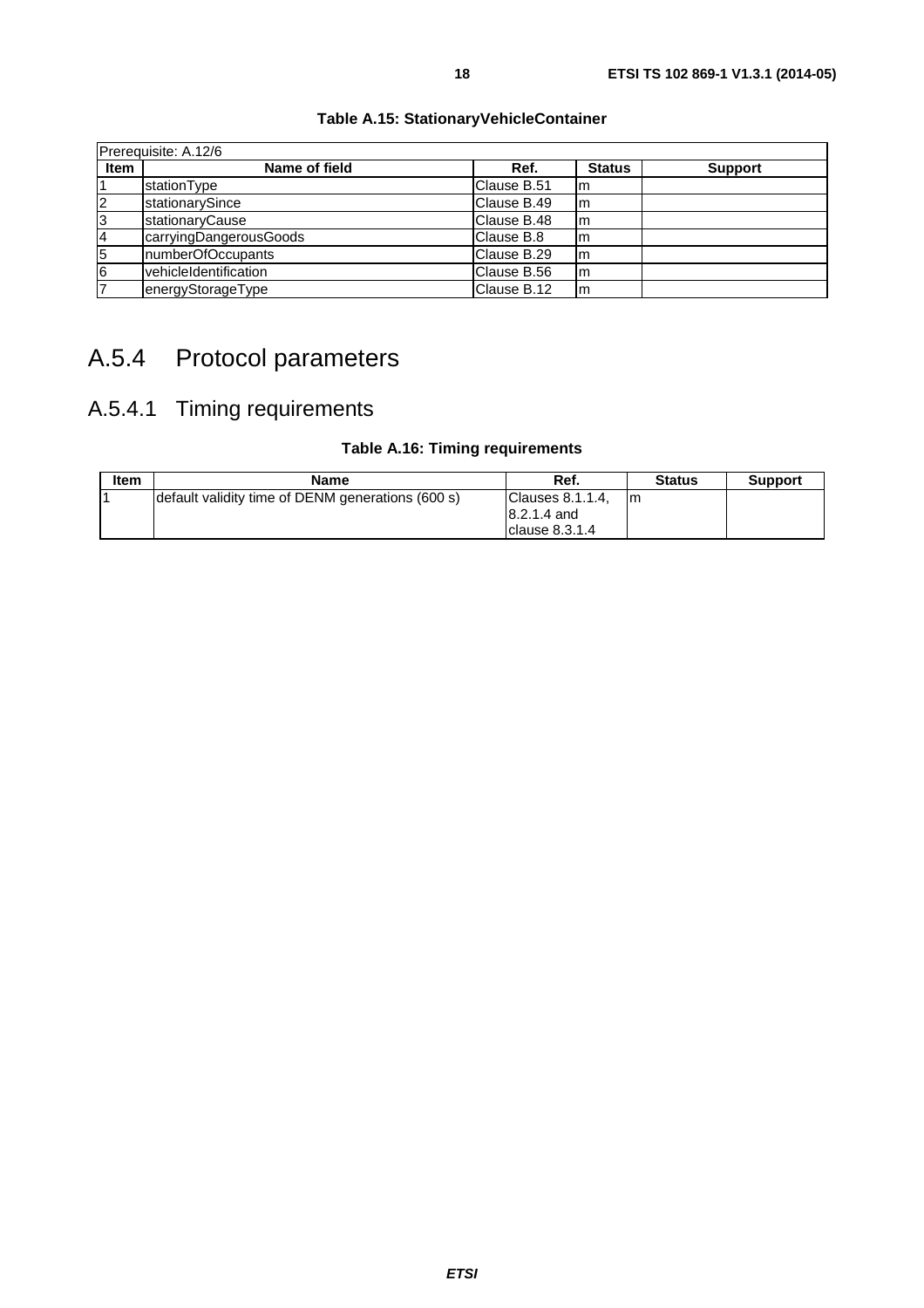**Table A.15: StationaryVehicleContainer**

| Prerequisite: A.12/6 | | | | |
|---|---|---|---|---|
| **Item** | **Name of field** | **Ref.** | **Status** | **Support** |
| 1 | stationType | Clause B.51 | m | |
| 2 | stationarySince | Clause B.49 | m | |
| 3 | stationaryCause | Clause B.48 | m | |
| 4 | carryingDangerousGoods | Clause B.8 | m | |
| 5 | numberOfOccupants | Clause B.29 | m | |
| 6 | vehicleIdentification | Clause B.56 | m | |
| 7 | energyStorageType | Clause B.12 | m | |

# A.5.4 Protocol parameters

## A.5.4.1 Timing requirements

**Table A.16: Timing requirements**

| Item | Name | Ref. | Status | Support |
|---|---|---|---|---|
| 1 | default validity time of DENM generations (600 s) | Clauses 8.1.1.4, 8.2.1.4 and clause 8.3.1.4 | m | |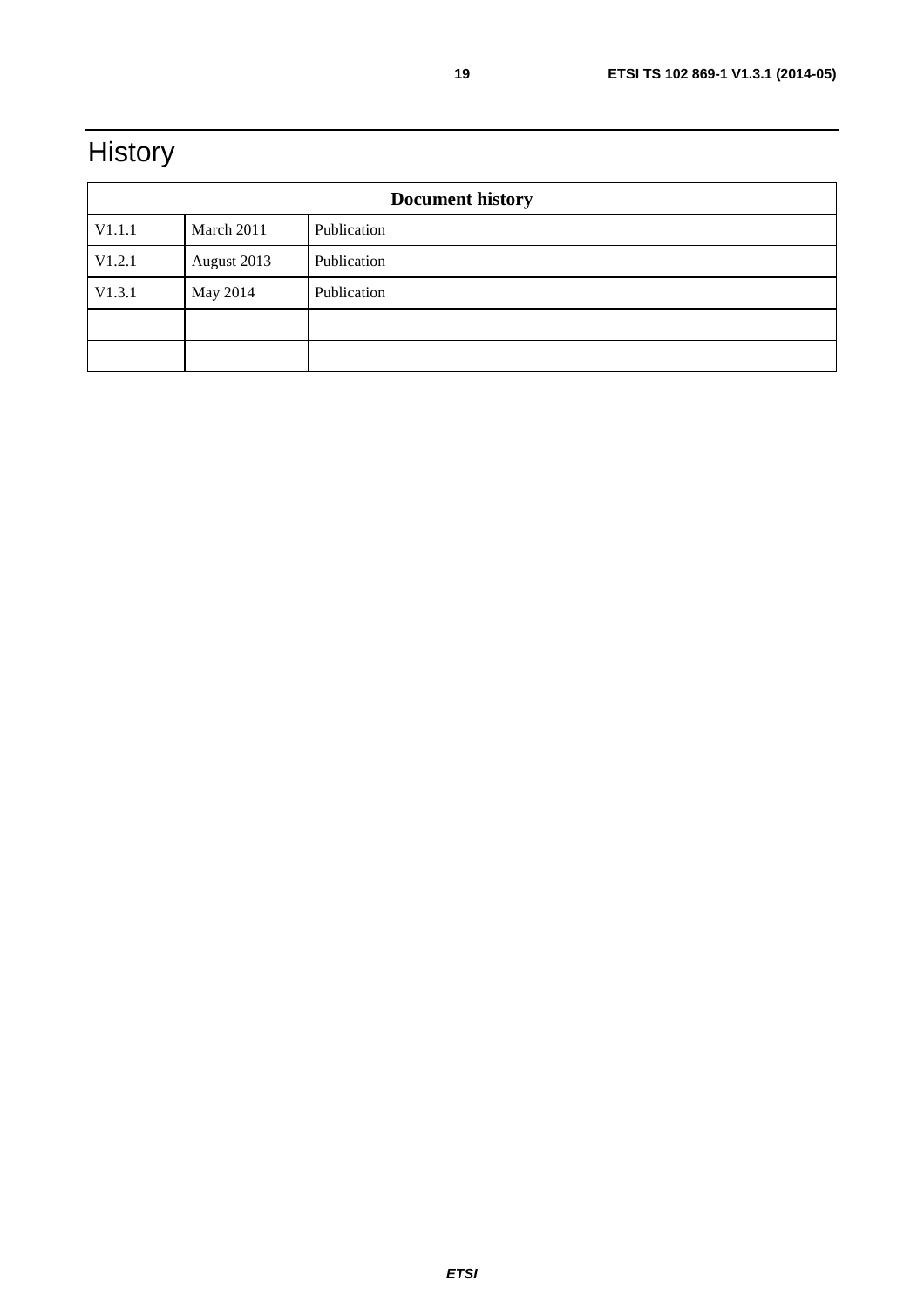# History

| Document history | | |
|---|---|---|
| V1.1.1 | March 2011 | Publication |
| V1.2.1 | August 2013 | Publication |
| V1.3.1 | May 2014 | Publication |
| | | |
| | | |